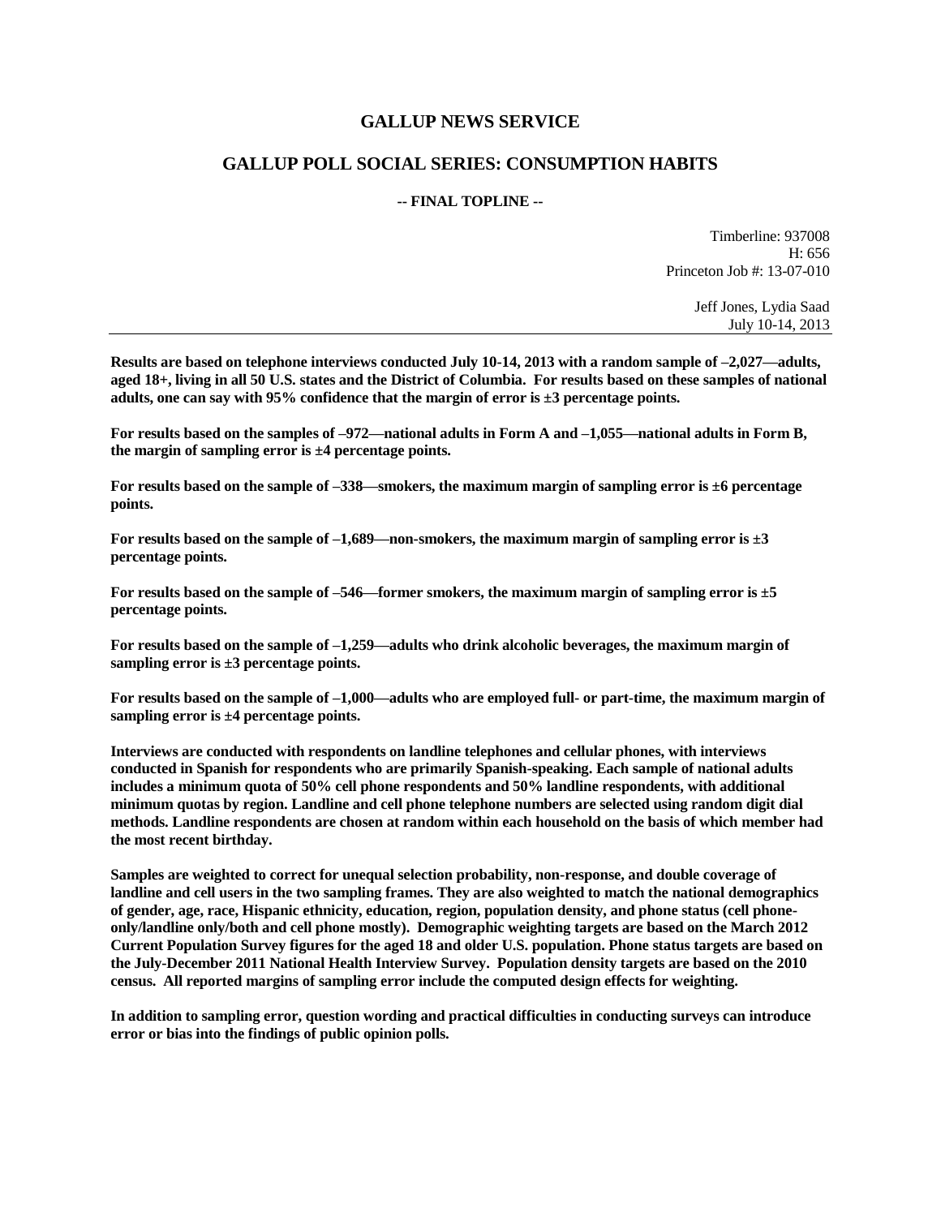# GALLUP NEWS SERVICE

## GALLUP POLL SOCIAL SERIES: CONSUMPTION HABITS

**-- FINAL TOPLINE --**

Timberline: 937008
H: 656
Princeton Job #: 13-07-010

Jeff Jones, Lydia Saad
July 10-14, 2013

---

**Results are based on telephone interviews conducted July 10-14, 2013 with a random sample of –2,027—adults, aged 18+, living in all 50 U.S. states and the District of Columbia. For results based on these samples of national adults, one can say with 95% confidence that the margin of error is ±3 percentage points.**

**For results based on the samples of –972—national adults in Form A and –1,055—national adults in Form B, the margin of sampling error is ±4 percentage points.**

**For results based on the sample of –338—smokers, the maximum margin of sampling error is ±6 percentage points.**

**For results based on the sample of –1,689—non-smokers, the maximum margin of sampling error is ±3 percentage points.**

**For results based on the sample of –546—former smokers, the maximum margin of sampling error is ±5 percentage points.**

**For results based on the sample of –1,259—adults who drink alcoholic beverages, the maximum margin of sampling error is ±3 percentage points.**

**For results based on the sample of –1,000—adults who are employed full- or part-time, the maximum margin of sampling error is ±4 percentage points.**

**Interviews are conducted with respondents on landline telephones and cellular phones, with interviews conducted in Spanish for respondents who are primarily Spanish-speaking. Each sample of national adults includes a minimum quota of 50% cell phone respondents and 50% landline respondents, with additional minimum quotas by region. Landline and cell phone telephone numbers are selected using random digit dial methods. Landline respondents are chosen at random within each household on the basis of which member had the most recent birthday.**

**Samples are weighted to correct for unequal selection probability, non-response, and double coverage of landline and cell users in the two sampling frames. They are also weighted to match the national demographics of gender, age, race, Hispanic ethnicity, education, region, population density, and phone status (cell phone-only/landline only/both and cell phone mostly). Demographic weighting targets are based on the March 2012 Current Population Survey figures for the aged 18 and older U.S. population. Phone status targets are based on the July-December 2011 National Health Interview Survey. Population density targets are based on the 2010 census. All reported margins of sampling error include the computed design effects for weighting.**

**In addition to sampling error, question wording and practical difficulties in conducting surveys can introduce error or bias into the findings of public opinion polls.**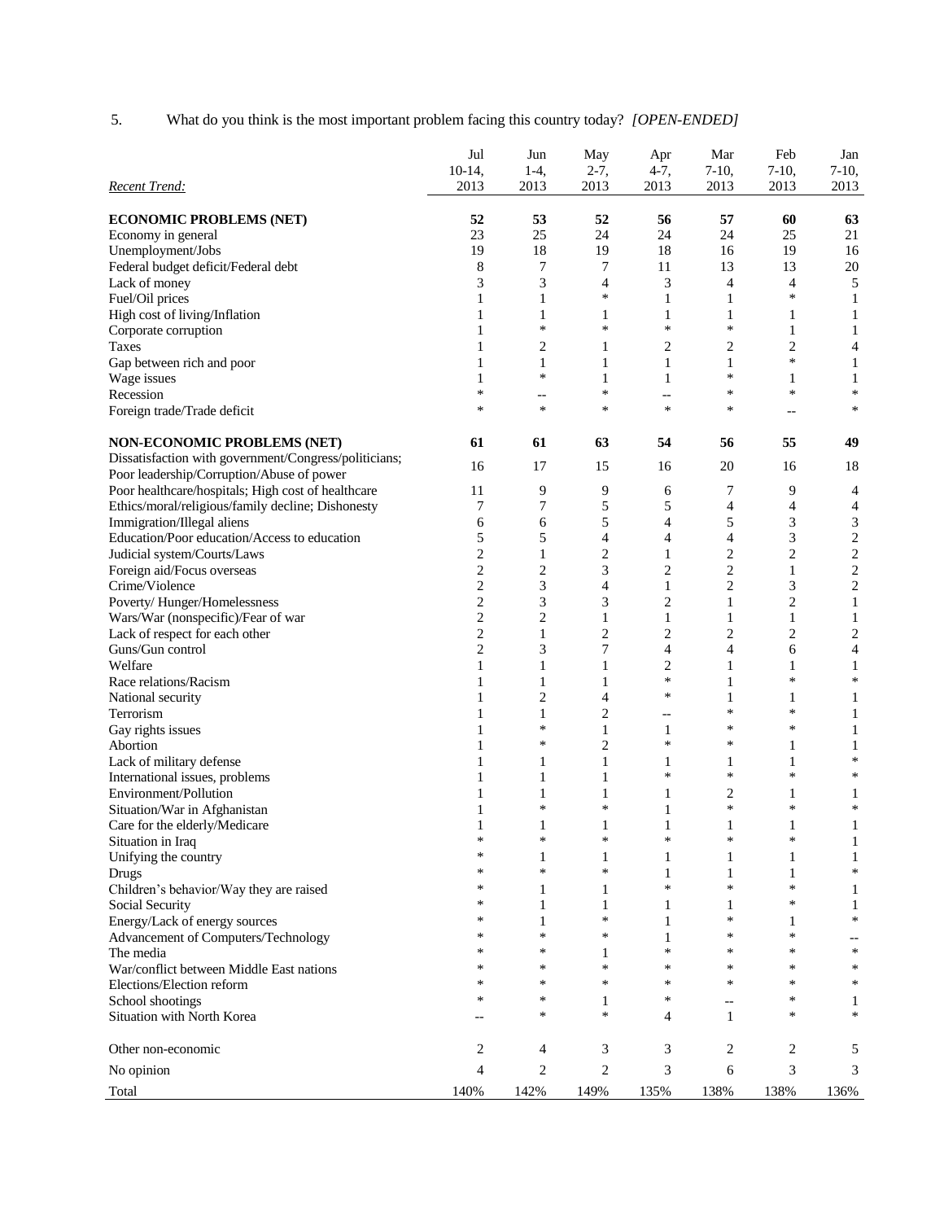5. What do you think is the most important problem facing this country today? *[OPEN-ENDED]*

| *Recent Trend:* | Jul 10-14, 2013 | Jun 1-4, 2013 | May 2-7, 2013 | Apr 4-7, 2013 | Mar 7-10, 2013 | Feb 7-10, 2013 | Jan 7-10, 2013 |
|---|---|---|---|---|---|---|---|
| **ECONOMIC PROBLEMS (NET)** | **52** | **53** | **52** | **56** | **57** | **60** | **63** |
| Economy in general | 23 | 25 | 24 | 24 | 24 | 25 | 21 |
| Unemployment/Jobs | 19 | 18 | 19 | 18 | 16 | 19 | 16 |
| Federal budget deficit/Federal debt | 8 | 7 | 7 | 11 | 13 | 13 | 20 |
| Lack of money | 3 | 3 | 4 | 3 | 4 | 4 | 5 |
| Fuel/Oil prices | 1 | 1 | * | 1 | 1 | * | 1 |
| High cost of living/Inflation | 1 | 1 | 1 | 1 | 1 | 1 | 1 |
| Corporate corruption | 1 | * | * | * | * | 1 | 1 |
| Taxes | 1 | 2 | 1 | 2 | 2 | 2 | 4 |
| Gap between rich and poor | 1 | 1 | 1 | 1 | 1 | * | 1 |
| Wage issues | 1 | * | 1 | 1 | * | 1 | 1 |
| Recession | * | -- | * | -- | * | * | * |
| Foreign trade/Trade deficit | * | * | * | * | * | -- | * |
| **NON-ECONOMIC PROBLEMS (NET)** | **61** | **61** | **63** | **54** | **56** | **55** | **49** |
| Dissatisfaction with government/Congress/politicians; Poor leadership/Corruption/Abuse of power | 16 | 17 | 15 | 16 | 20 | 16 | 18 |
| Poor healthcare/hospitals; High cost of healthcare | 11 | 9 | 9 | 6 | 7 | 9 | 4 |
| Ethics/moral/religious/family decline; Dishonesty | 7 | 7 | 5 | 5 | 4 | 4 | 4 |
| Immigration/Illegal aliens | 6 | 6 | 5 | 4 | 5 | 3 | 3 |
| Education/Poor education/Access to education | 5 | 5 | 4 | 4 | 4 | 3 | 2 |
| Judicial system/Courts/Laws | 2 | 1 | 2 | 1 | 2 | 2 | 2 |
| Foreign aid/Focus overseas | 2 | 2 | 3 | 2 | 2 | 1 | 2 |
| Crime/Violence | 2 | 3 | 4 | 1 | 2 | 3 | 2 |
| Poverty/ Hunger/Homelessness | 2 | 3 | 3 | 2 | 1 | 2 | 1 |
| Wars/War (nonspecific)/Fear of war | 2 | 2 | 1 | 1 | 1 | 1 | 1 |
| Lack of respect for each other | 2 | 1 | 2 | 2 | 2 | 2 | 2 |
| Guns/Gun control | 2 | 3 | 7 | 4 | 4 | 6 | 4 |
| Welfare | 1 | 1 | 1 | 2 | 1 | 1 | 1 |
| Race relations/Racism | 1 | 1 | 1 | * | 1 | * | * |
| National security | 1 | 2 | 4 | * | 1 | 1 | 1 |
| Terrorism | 1 | 1 | 2 | -- | * | * | 1 |
| Gay rights issues | 1 | * | 1 | 1 | * | * | 1 |
| Abortion | 1 | * | 2 | * | * | 1 | 1 |
| Lack of military defense | 1 | 1 | 1 | 1 | 1 | 1 | * |
| International issues, problems | 1 | 1 | 1 | * | * | * | * |
| Environment/Pollution | 1 | 1 | 1 | 1 | 2 | 1 | 1 |
| Situation/War in Afghanistan | 1 | * | * | 1 | * | * | * |
| Care for the elderly/Medicare | 1 | 1 | 1 | 1 | 1 | 1 | 1 |
| Situation in Iraq | * | * | * | * | * | * | 1 |
| Unifying the country | * | 1 | 1 | 1 | 1 | 1 | 1 |
| Drugs | * | * | * | 1 | 1 | 1 | * |
| Children's behavior/Way they are raised | * | 1 | 1 | * | * | * | 1 |
| Social Security | * | 1 | 1 | 1 | 1 | * | 1 |
| Energy/Lack of energy sources | * | 1 | * | 1 | * | 1 | * |
| Advancement of Computers/Technology | * | * | * | 1 | * | * | -- |
| The media | * | * | 1 | * | * | * | * |
| War/conflict between Middle East nations | * | * | * | * | * | * | * |
| Elections/Election reform | * | * | * | * | * | * | * |
| School shootings | * | * | 1 | * | -- | * | 1 |
| Situation with North Korea | -- | * | * | 4 | 1 | * | * |
| Other non-economic | 2 | 4 | 3 | 3 | 2 | 2 | 5 |
| No opinion | 4 | 2 | 2 | 3 | 6 | 3 | 3 |
| Total | 140% | 142% | 149% | 135% | 138% | 138% | 136% |